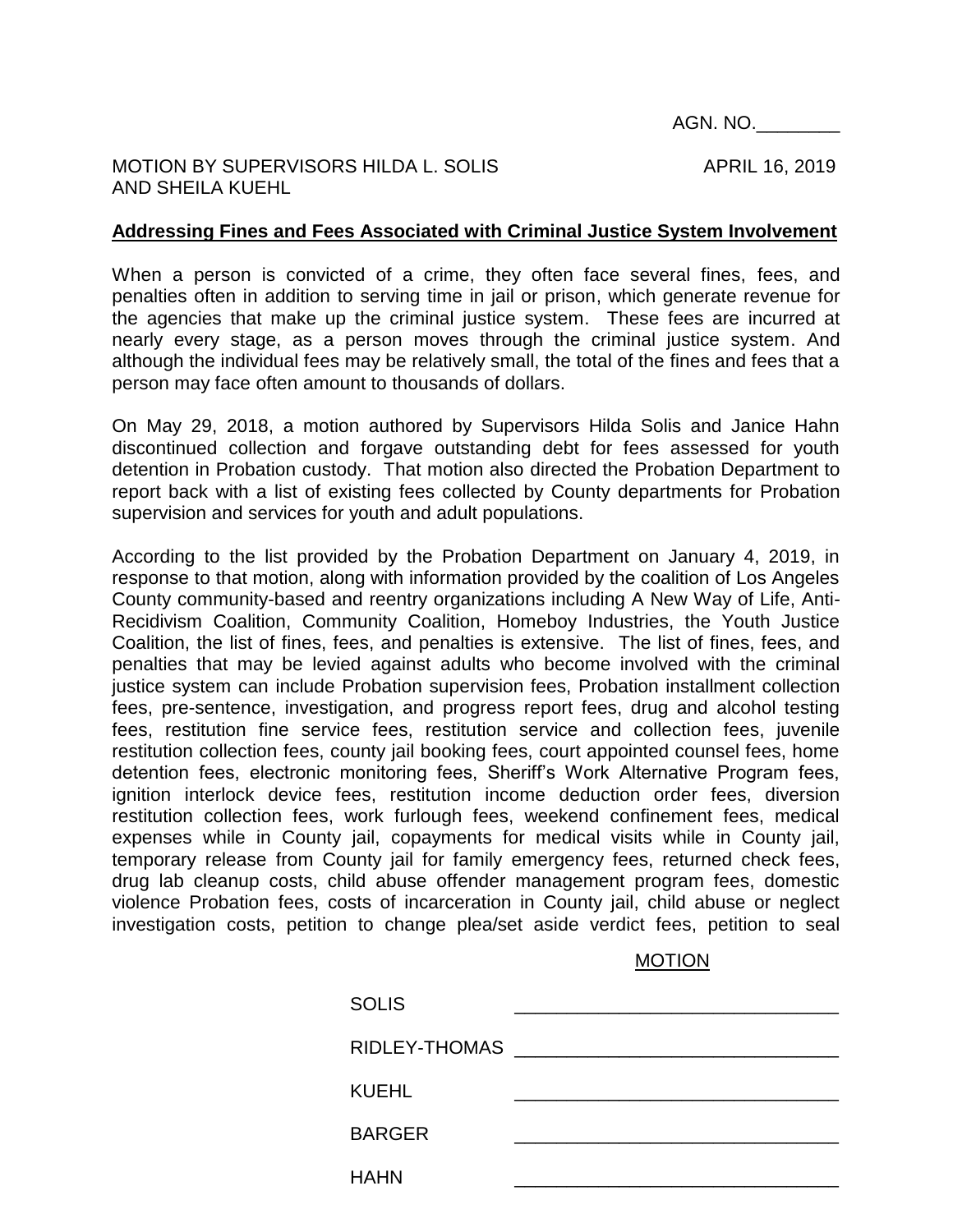AGN. NO.________

MOTION BY SUPERVISORS HILDA L. SOLIS AND SHEILA KUEHL

APRIL 16, 2019

**Addressing Fines and Fees Associated with Criminal Justice System Involvement**

When a person is convicted of a crime, they often face several fines, fees, and penalties often in addition to serving time in jail or prison, which generate revenue for the agencies that make up the criminal justice system. These fees are incurred at nearly every stage, as a person moves through the criminal justice system. And although the individual fees may be relatively small, the total of the fines and fees that a person may face often amount to thousands of dollars.

On May 29, 2018, a motion authored by Supervisors Hilda Solis and Janice Hahn discontinued collection and forgave outstanding debt for fees assessed for youth detention in Probation custody. That motion also directed the Probation Department to report back with a list of existing fees collected by County departments for Probation supervision and services for youth and adult populations.

According to the list provided by the Probation Department on January 4, 2019, in response to that motion, along with information provided by the coalition of Los Angeles County community-based and reentry organizations including A New Way of Life, Anti-Recidivism Coalition, Community Coalition, Homeboy Industries, the Youth Justice Coalition, the list of fines, fees, and penalties is extensive. The list of fines, fees, and penalties that may be levied against adults who become involved with the criminal justice system can include Probation supervision fees, Probation installment collection fees, pre-sentence, investigation, and progress report fees, drug and alcohol testing fees, restitution fine service fees, restitution service and collection fees, juvenile restitution collection fees, county jail booking fees, court appointed counsel fees, home detention fees, electronic monitoring fees, Sheriff's Work Alternative Program fees, ignition interlock device fees, restitution income deduction order fees, diversion restitution collection fees, work furlough fees, weekend confinement fees, medical expenses while in County jail, copayments for medical visits while in County jail, temporary release from County jail for family emergency fees, returned check fees, drug lab cleanup costs, child abuse offender management program fees, domestic violence Probation fees, costs of incarceration in County jail, child abuse or neglect investigation costs, petition to change plea/set aside verdict fees, petition to seal

MOTION

| | |
|---|---|
| SOLIS | _______________ |
| RIDLEY-THOMAS | _______________ |
| KUEHL | _______________ |
| BARGER | _______________ |
| HAHN | _______________ |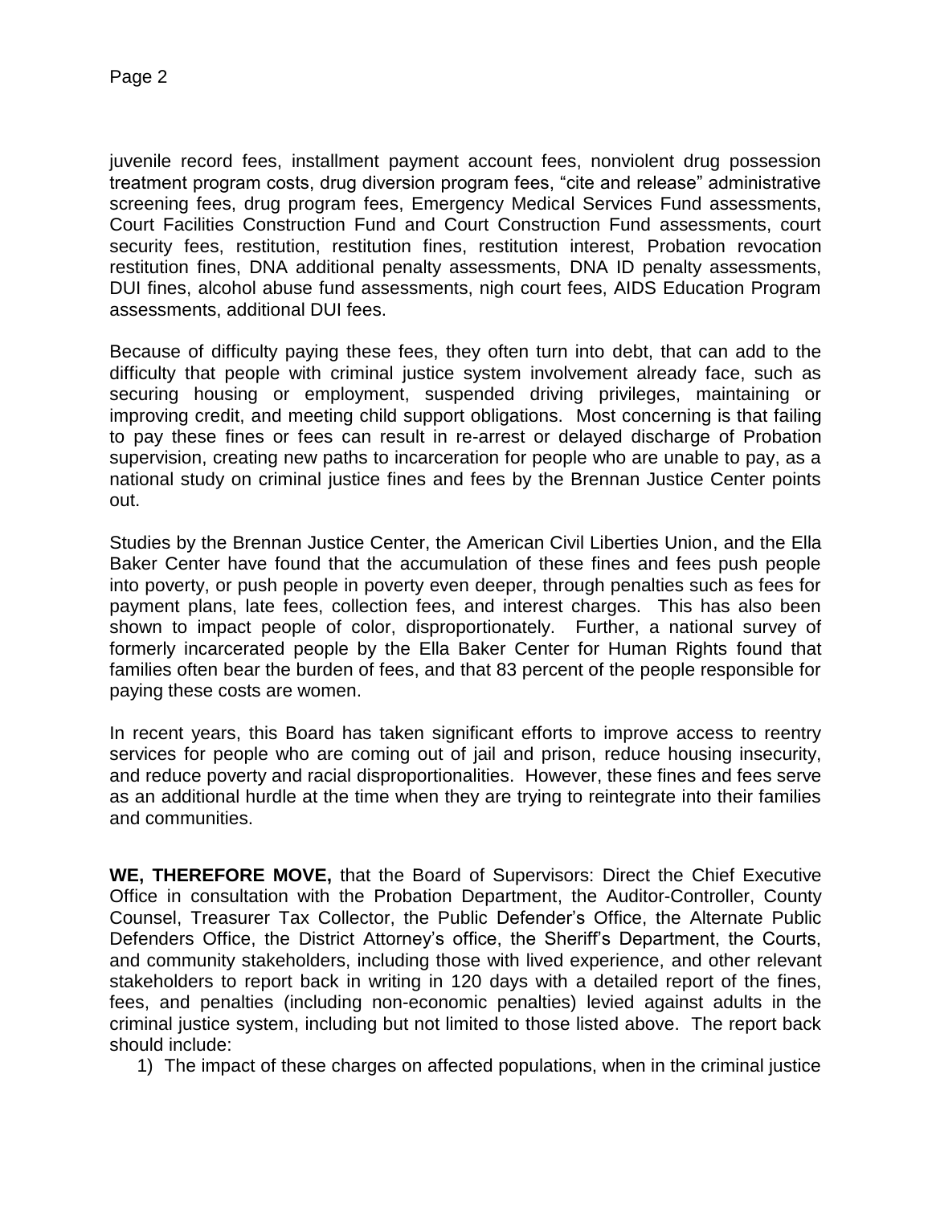juvenile record fees, installment payment account fees, nonviolent drug possession treatment program costs, drug diversion program fees, "cite and release" administrative screening fees, drug program fees, Emergency Medical Services Fund assessments, Court Facilities Construction Fund and Court Construction Fund assessments, court security fees, restitution, restitution fines, restitution interest, Probation revocation restitution fines, DNA additional penalty assessments, DNA ID penalty assessments, DUI fines, alcohol abuse fund assessments, nigh court fees, AIDS Education Program assessments, additional DUI fees.

Because of difficulty paying these fees, they often turn into debt, that can add to the difficulty that people with criminal justice system involvement already face, such as securing housing or employment, suspended driving privileges, maintaining or improving credit, and meeting child support obligations. Most concerning is that failing to pay these fines or fees can result in re-arrest or delayed discharge of Probation supervision, creating new paths to incarceration for people who are unable to pay, as a national study on criminal justice fines and fees by the Brennan Justice Center points out.

Studies by the Brennan Justice Center, the American Civil Liberties Union, and the Ella Baker Center have found that the accumulation of these fines and fees push people into poverty, or push people in poverty even deeper, through penalties such as fees for payment plans, late fees, collection fees, and interest charges. This has also been shown to impact people of color, disproportionately. Further, a national survey of formerly incarcerated people by the Ella Baker Center for Human Rights found that families often bear the burden of fees, and that 83 percent of the people responsible for paying these costs are women.

In recent years, this Board has taken significant efforts to improve access to reentry services for people who are coming out of jail and prison, reduce housing insecurity, and reduce poverty and racial disproportionalities. However, these fines and fees serve as an additional hurdle at the time when they are trying to reintegrate into their families and communities.

**WE, THEREFORE MOVE,** that the Board of Supervisors: Direct the Chief Executive Office in consultation with the Probation Department, the Auditor-Controller, County Counsel, Treasurer Tax Collector, the Public Defender's Office, the Alternate Public Defenders Office, the District Attorney's office, the Sheriff's Department, the Courts, and community stakeholders, including those with lived experience, and other relevant stakeholders to report back in writing in 120 days with a detailed report of the fines, fees, and penalties (including non-economic penalties) levied against adults in the criminal justice system, including but not limited to those listed above. The report back should include:

1) The impact of these charges on affected populations, when in the criminal justice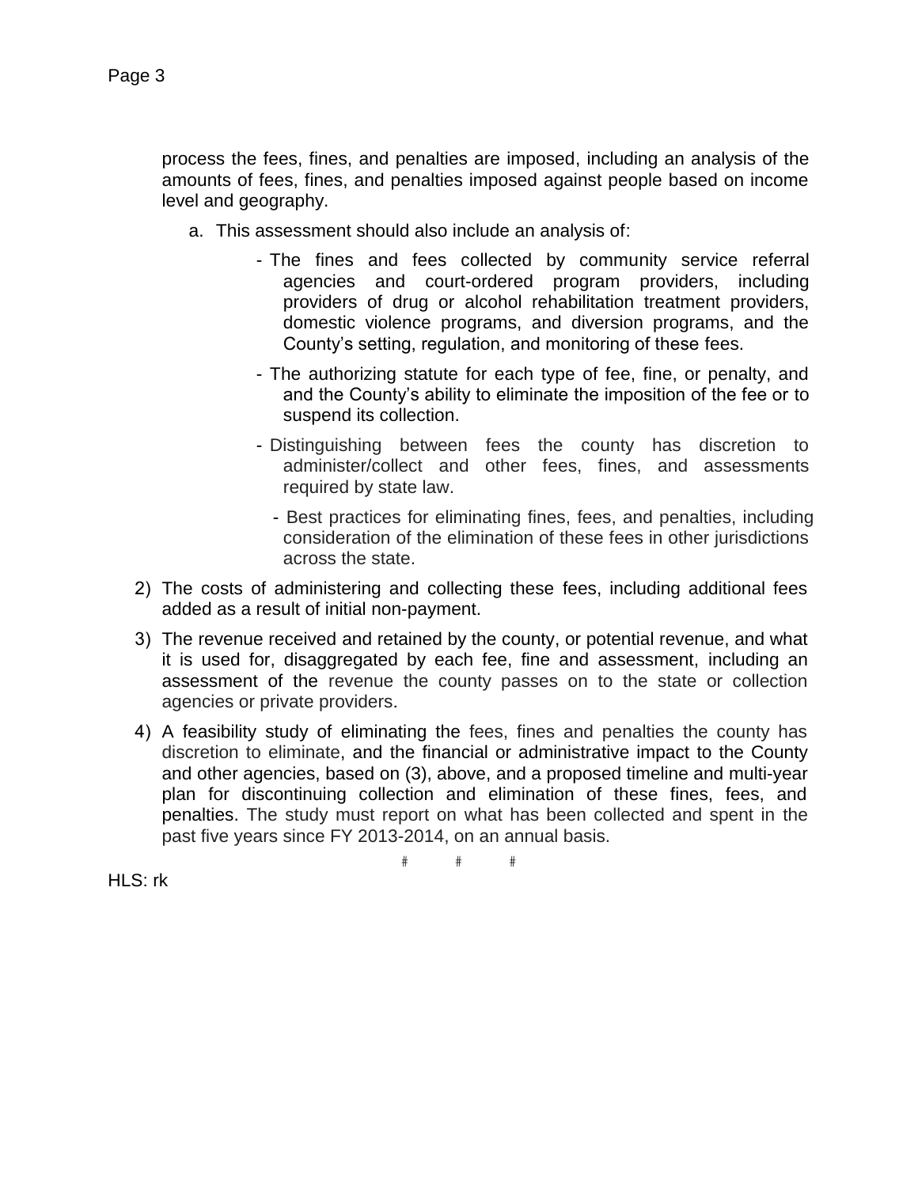process the fees, fines, and penalties are imposed, including an analysis of the amounts of fees, fines, and penalties imposed against people based on income level and geography.

a. This assessment should also include an analysis of:

   - The fines and fees collected by community service referral agencies and court-ordered program providers, including providers of drug or alcohol rehabilitation treatment providers, domestic violence programs, and diversion programs, and the County's setting, regulation, and monitoring of these fees.
   - The authorizing statute for each type of fee, fine, or penalty, and and the County's ability to eliminate the imposition of the fee or to suspend its collection.
   - Distinguishing between fees the county has discretion to administer/collect and other fees, fines, and assessments required by state law.
   - Best practices for eliminating fines, fees, and penalties, including consideration of the elimination of these fees in other jurisdictions across the state.

2) The costs of administering and collecting these fees, including additional fees added as a result of initial non-payment.

3) The revenue received and retained by the county, or potential revenue, and what it is used for, disaggregated by each fee, fine and assessment, including an assessment of the revenue the county passes on to the state or collection agencies or private providers.

4) A feasibility study of eliminating the fees, fines and penalties the county has discretion to eliminate, and the financial or administrative impact to the County and other agencies, based on (3), above, and a proposed timeline and multi-year plan for discontinuing collection and elimination of these fines, fees, and penalties. The study must report on what has been collected and spent in the past five years since FY 2013-2014, on an annual basis.

# # #

HLS: rk